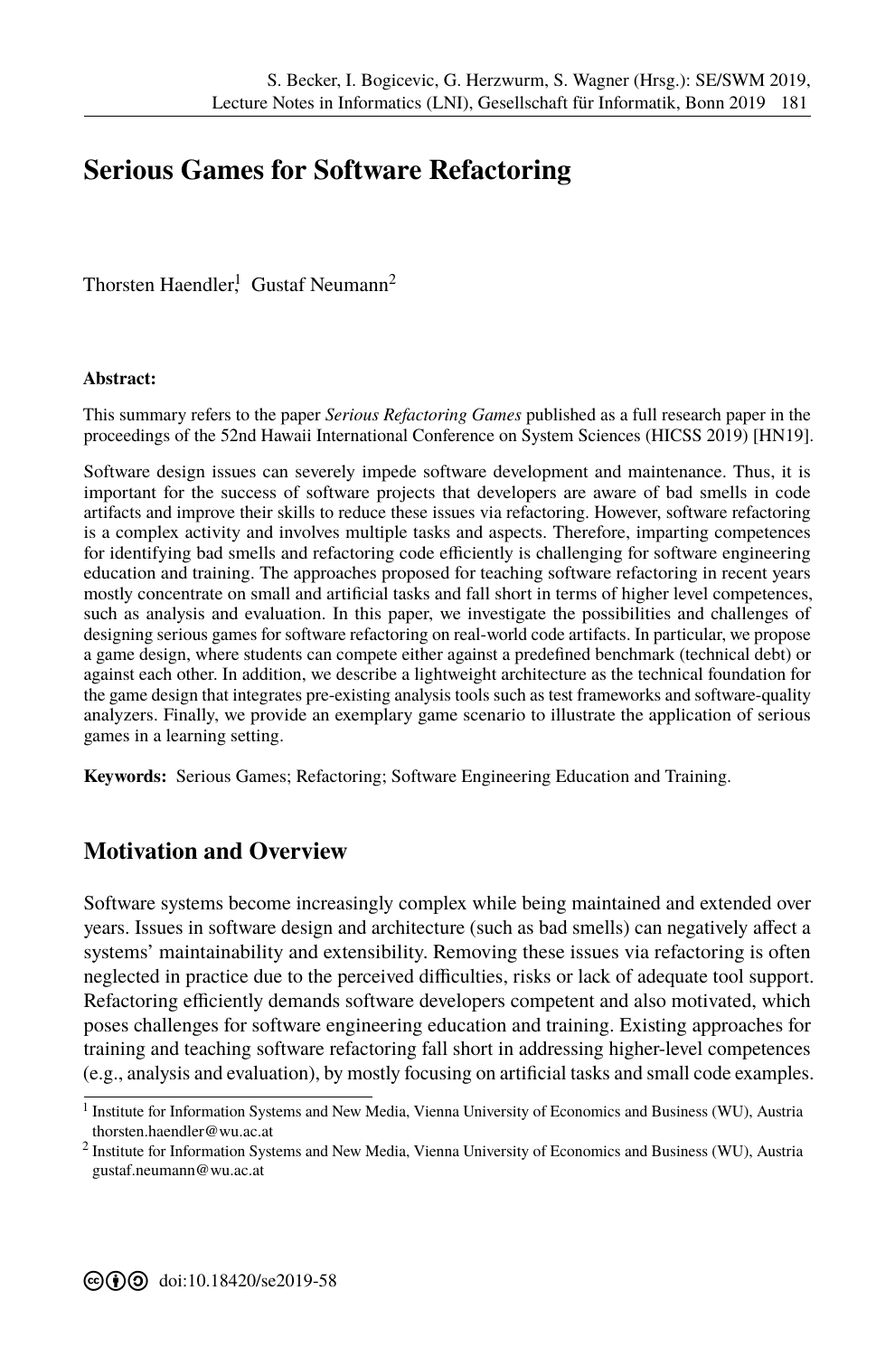# Serious Games for Software Refactoring

Thorsten Haendler[1] Gustaf Neumann[2]

**Abstract:**

This summary refers to the paper *Serious Refactoring Games* published as a full research paper in the proceedings of the 52nd Hawaii International Conference on System Sciences (HICSS 2019) [HN19].

Software design issues can severely impede software development and maintenance. Thus, it is important for the success of software projects that developers are aware of bad smells in code artifacts and improve their skills to reduce these issues via refactoring. However, software refactoring is a complex activity and involves multiple tasks and aspects. Therefore, imparting competences for identifying bad smells and refactoring code efficiently is challenging for software engineering education and training. The approaches proposed for teaching software refactoring in recent years mostly concentrate on small and artificial tasks and fall short in terms of higher level competences, such as analysis and evaluation. In this paper, we investigate the possibilities and challenges of designing serious games for software refactoring on real-world code artifacts. In particular, we propose a game design, where students can compete either against a predefined benchmark (technical debt) or against each other. In addition, we describe a lightweight architecture as the technical foundation for the game design that integrates pre-existing analysis tools such as test frameworks and software-quality analyzers. Finally, we provide an exemplary game scenario to illustrate the application of serious games in a learning setting.

**Keywords:** Serious Games; Refactoring; Software Engineering Education and Training.

## Motivation and Overview

Software systems become increasingly complex while being maintained and extended over years. Issues in software design and architecture (such as bad smells) can negatively affect a systems' maintainability and extensibility. Removing these issues via refactoring is often neglected in practice due to the perceived difficulties, risks or lack of adequate tool support. Refactoring efficiently demands software developers competent and also motivated, which poses challenges for software engineering education and training. Existing approaches for training and teaching software refactoring fall short in addressing higher-level competences (e.g., analysis and evaluation), by mostly focusing on artificial tasks and small code examples.

---

[1] Institute for Information Systems and New Media, Vienna University of Economics and Business (WU), Austria thorsten.haendler@wu.ac.at

[2] Institute for Information Systems and New Media, Vienna University of Economics and Business (WU), Austria gustaf.neumann@wu.ac.at

doi:10.18420/se2019-58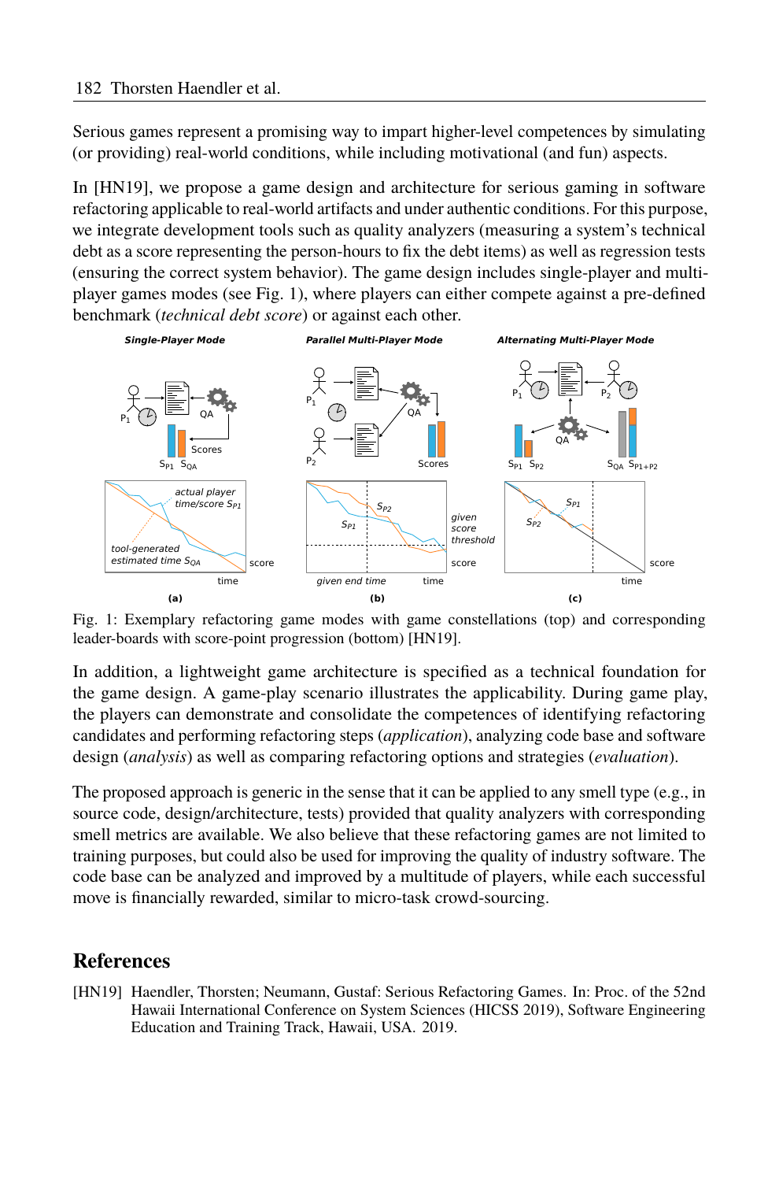Serious games represent a promising way to impart higher-level competences by simulating (or providing) real-world conditions, while including motivational (and fun) aspects.

In [HN19], we propose a game design and architecture for serious gaming in software refactoring applicable to real-world artifacts and under authentic conditions. For this purpose, we integrate development tools such as quality analyzers (measuring a system's technical debt as a score representing the person-hours to fix the debt items) as well as regression tests (ensuring the correct system behavior). The game design includes single-player and multi-player games modes (see Fig. 1), where players can either compete against a pre-defined benchmark (*technical debt score*) or against each other.

Single-Player Mode
Parallel Multi-Player Mode
Alternating Multi-Player Mode

$P_1$
QA
Scores
$S_{P1}$ $S_{QA}$
actual player time/score $S_{P1}$
tool-generated estimated time $S_{QA}$
score
time
(a)

$P_1$
$P_2$
QA
Scores
$S_{P2}$
$S_{P1}$
given score threshold
score
given end time
time
(b)

$P_1$
$P_2$
QA
$S_{P1}$ $S_{P2}$
$S_{QA}$ $S_{P1+P2}$
$S_{P1}$
$S_{P2}$
score
time
(c)

Fig. 1: Exemplary refactoring game modes with game constellations (top) and corresponding leader-boards with score-point progression (bottom) [HN19].

In addition, a lightweight game architecture is specified as a technical foundation for the game design. A game-play scenario illustrates the applicability. During game play, the players can demonstrate and consolidate the competences of identifying refactoring candidates and performing refactoring steps (*application*), analyzing code base and software design (*analysis*) as well as comparing refactoring options and strategies (*evaluation*).

The proposed approach is generic in the sense that it can be applied to any smell type (e.g., in source code, design/architecture, tests) provided that quality analyzers with corresponding smell metrics are available. We also believe that these refactoring games are not limited to training purposes, but could also be used for improving the quality of industry software. The code base can be analyzed and improved by a multitude of players, while each successful move is financially rewarded, similar to micro-task crowd-sourcing.

## References

[HN19] Haendler, Thorsten; Neumann, Gustaf: Serious Refactoring Games. In: Proc. of the 52nd Hawaii International Conference on System Sciences (HICSS 2019), Software Engineering Education and Training Track, Hawaii, USA. 2019.